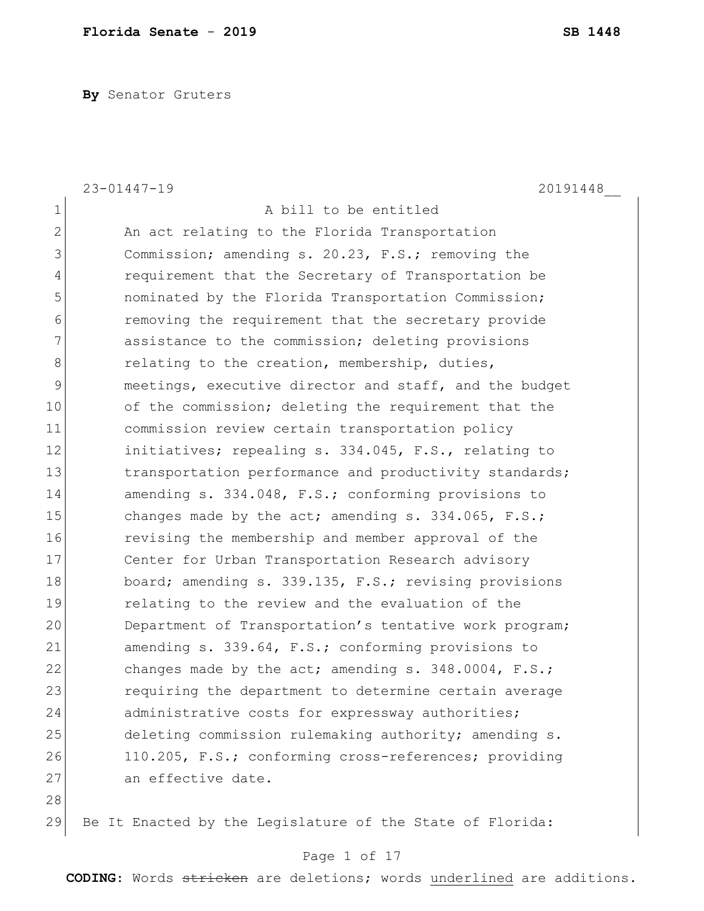**By** Senator Gruters

23-01447-19 20191448__

A bill to be entitled

An act relating to the Florida Transportation Commission; amending s. 20.23, F.S.; removing the requirement that the Secretary of Transportation be nominated by the Florida Transportation Commission; removing the requirement that the secretary provide assistance to the commission; deleting provisions relating to the creation, membership, duties, meetings, executive director and staff, and the budget of the commission; deleting the requirement that the commission review certain transportation policy initiatives; repealing s. 334.045, F.S., relating to transportation performance and productivity standards; amending s. 334.048, F.S.; conforming provisions to changes made by the act; amending s. 334.065, F.S.; revising the membership and member approval of the Center for Urban Transportation Research advisory board; amending s. 339.135, F.S.; revising provisions relating to the review and the evaluation of the Department of Transportation's tentative work program; amending s. 339.64, F.S.; conforming provisions to changes made by the act; amending s. 348.0004, F.S.; requiring the department to determine certain average administrative costs for expressway authorities; deleting commission rulemaking authority; amending s. 110.205, F.S.; conforming cross-references; providing an effective date.

Be It Enacted by the Legislature of the State of Florida: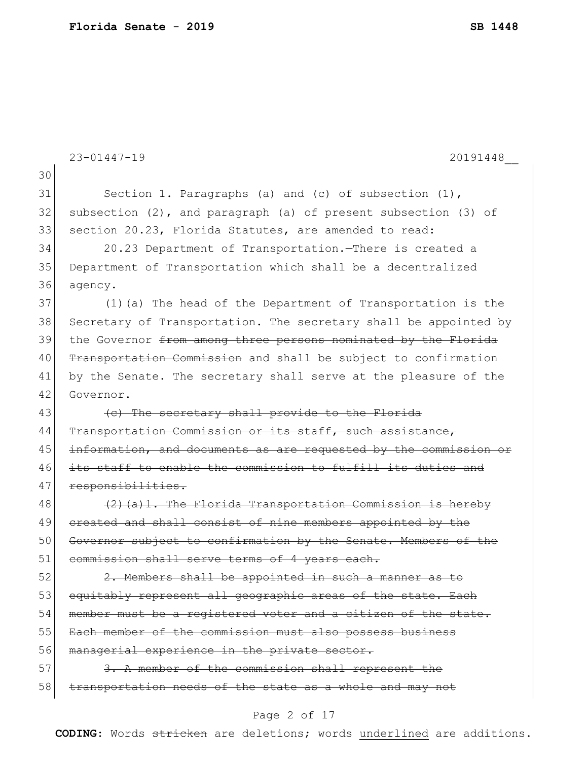23-01447-19 20191448__

Section 1. Paragraphs (a) and (c) of subsection (1), subsection (2), and paragraph (a) of present subsection (3) of section 20.23, Florida Statutes, are amended to read:

20.23 Department of Transportation.—There is created a Department of Transportation which shall be a decentralized agency.

(1)(a) The head of the Department of Transportation is the Secretary of Transportation. The secretary shall be appointed by the Governor ~~from among three persons nominated by the Florida Transportation Commission~~ and shall be subject to confirmation by the Senate. The secretary shall serve at the pleasure of the Governor.

~~(c) The secretary shall provide to the Florida Transportation Commission or its staff, such assistance, information, and documents as are requested by the commission or its staff to enable the commission to fulfill its duties and responsibilities.~~

~~(2)(a)1. The Florida Transportation Commission is hereby created and shall consist of nine members appointed by the Governor subject to confirmation by the Senate. Members of the commission shall serve terms of 4 years each.~~

~~2. Members shall be appointed in such a manner as to equitably represent all geographic areas of the state. Each member must be a registered voter and a citizen of the state. Each member of the commission must also possess business managerial experience in the private sector.~~

~~3. A member of the commission shall represent the transportation needs of the state as a whole and may not~~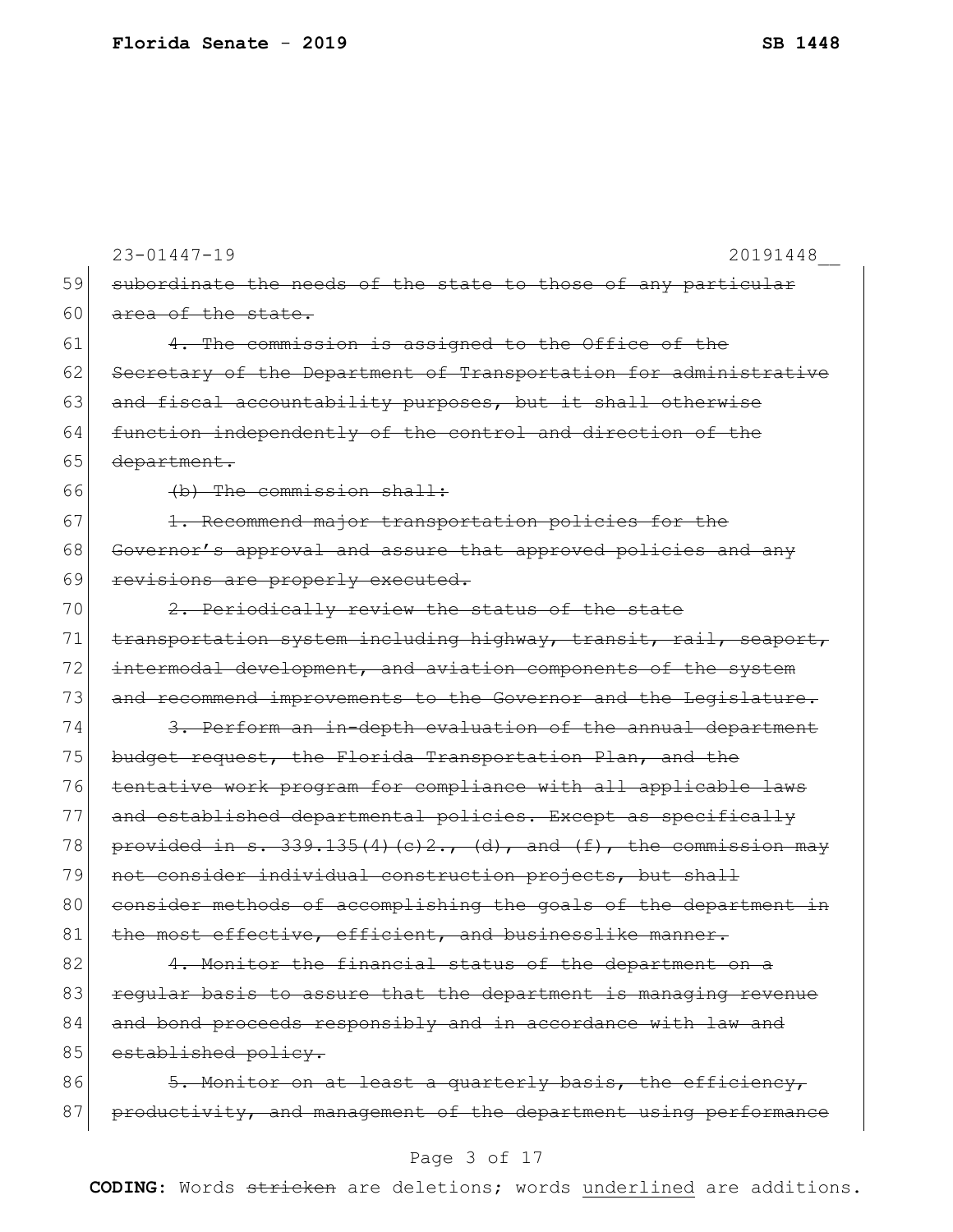23-01447-19 20191448__

59 ~~subordinate the needs of the state to those of any particular~~
60 ~~area of the state.~~
61 ~~4. The commission is assigned to the Office of the~~
62 ~~Secretary of the Department of Transportation for administrative~~
63 ~~and fiscal accountability purposes, but it shall otherwise~~
64 ~~function independently of the control and direction of the~~
65 ~~department.~~
66 ~~(b) The commission shall:~~
67 ~~1. Recommend major transportation policies for the~~
68 ~~Governor's approval and assure that approved policies and any~~
69 ~~revisions are properly executed.~~
70 ~~2. Periodically review the status of the state~~
71 ~~transportation system including highway, transit, rail, seaport,~~
72 ~~intermodal development, and aviation components of the system~~
73 ~~and recommend improvements to the Governor and the Legislature.~~
74 ~~3. Perform an in-depth evaluation of the annual department~~
75 ~~budget request, the Florida Transportation Plan, and the~~
76 ~~tentative work program for compliance with all applicable laws~~
77 ~~and established departmental policies. Except as specifically~~
78 ~~provided in s. 339.135(4)(c)2., (d), and (f), the commission may~~
79 ~~not consider individual construction projects, but shall~~
80 ~~consider methods of accomplishing the goals of the department in~~
81 ~~the most effective, efficient, and businesslike manner.~~
82 ~~4. Monitor the financial status of the department on a~~
83 ~~regular basis to assure that the department is managing revenue~~
84 ~~and bond proceeds responsibly and in accordance with law and~~
85 ~~established policy.~~
86 ~~5. Monitor on at least a quarterly basis, the efficiency,~~
87 ~~productivity, and management of the department using performance~~

**CODING:** Words ~~stricken~~ are deletions; words <u>underlined</u> are additions.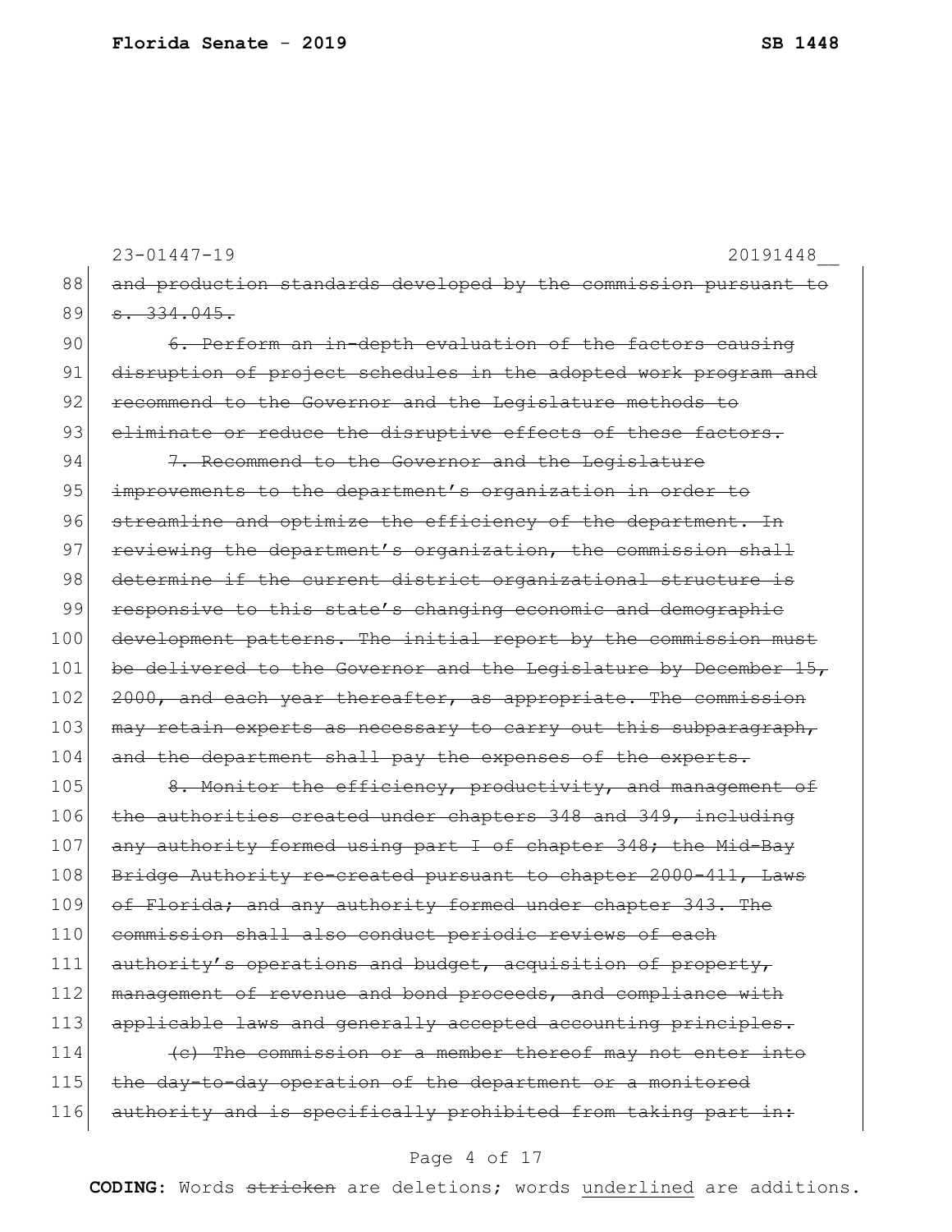23-01447-19 20191448__

~~and production standards developed by the commission pursuant to s. 334.045.~~

~~6. Perform an in-depth evaluation of the factors causing disruption of project schedules in the adopted work program and recommend to the Governor and the Legislature methods to eliminate or reduce the disruptive effects of these factors.~~

~~7. Recommend to the Governor and the Legislature improvements to the department's organization in order to streamline and optimize the efficiency of the department. In reviewing the department's organization, the commission shall determine if the current district organizational structure is responsive to this state's changing economic and demographic development patterns. The initial report by the commission must be delivered to the Governor and the Legislature by December 15, 2000, and each year thereafter, as appropriate. The commission may retain experts as necessary to carry out this subparagraph, and the department shall pay the expenses of the experts.~~

~~8. Monitor the efficiency, productivity, and management of the authorities created under chapters 348 and 349, including any authority formed using part I of chapter 348; the Mid-Bay Bridge Authority re-created pursuant to chapter 2000-411, Laws of Florida; and any authority formed under chapter 343. The commission shall also conduct periodic reviews of each authority's operations and budget, acquisition of property, management of revenue and bond proceeds, and compliance with applicable laws and generally accepted accounting principles.~~

~~(c) The commission or a member thereof may not enter into the day-to-day operation of the department or a monitored authority and is specifically prohibited from taking part in:~~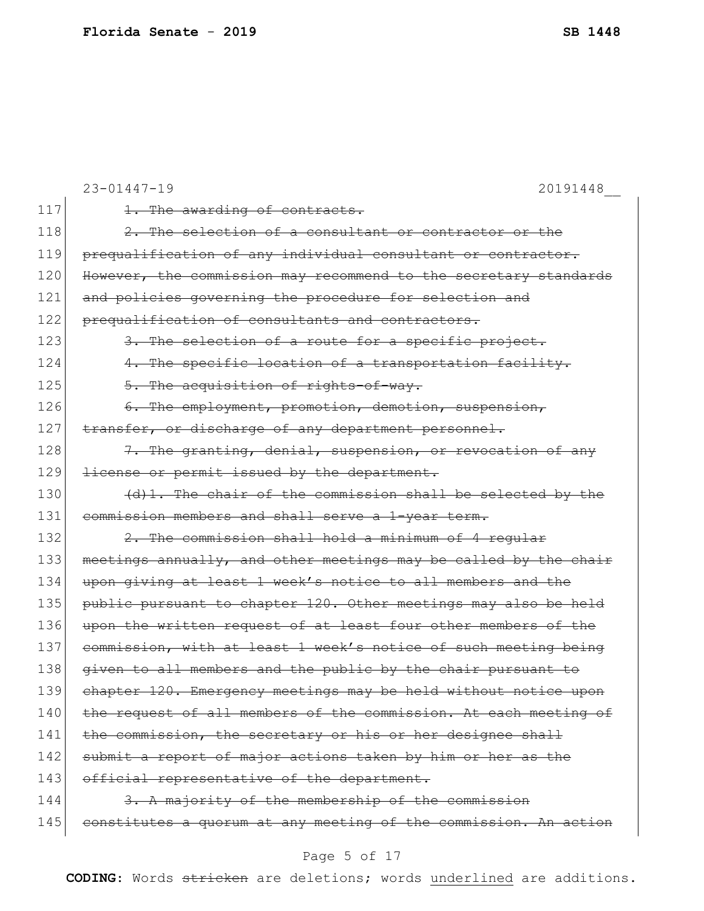23-01447-19 20191448__

117 ~~1. The awarding of contracts.~~

118 ~~2. The selection of a consultant or contractor or the~~
119 ~~prequalification of any individual consultant or contractor.~~
120 ~~However, the commission may recommend to the secretary standards~~
121 ~~and policies governing the procedure for selection and~~
122 ~~prequalification of consultants and contractors.~~

123 ~~3. The selection of a route for a specific project.~~

124 ~~4. The specific location of a transportation facility.~~

125 ~~5. The acquisition of rights-of-way.~~

126 ~~6. The employment, promotion, demotion, suspension,~~
127 ~~transfer, or discharge of any department personnel.~~

128 ~~7. The granting, denial, suspension, or revocation of any~~
129 ~~license or permit issued by the department.~~

130 ~~(d)1. The chair of the commission shall be selected by the~~
131 ~~commission members and shall serve a 1-year term.~~

132 ~~2. The commission shall hold a minimum of 4 regular~~
133 ~~meetings annually, and other meetings may be called by the chair~~
134 ~~upon giving at least 1 week's notice to all members and the~~
135 ~~public pursuant to chapter 120. Other meetings may also be held~~
136 ~~upon the written request of at least four other members of the~~
137 ~~commission, with at least 1 week's notice of such meeting being~~
138 ~~given to all members and the public by the chair pursuant to~~
139 ~~chapter 120. Emergency meetings may be held without notice upon~~
140 ~~the request of all members of the commission. At each meeting of~~
141 ~~the commission, the secretary or his or her designee shall~~
142 ~~submit a report of major actions taken by him or her as the~~
143 ~~official representative of the department.~~

144 ~~3. A majority of the membership of the commission~~
145 ~~constitutes a quorum at any meeting of the commission. An action~~

**CODING:** Words ~~stricken~~ are deletions; words <u>underlined</u> are additions.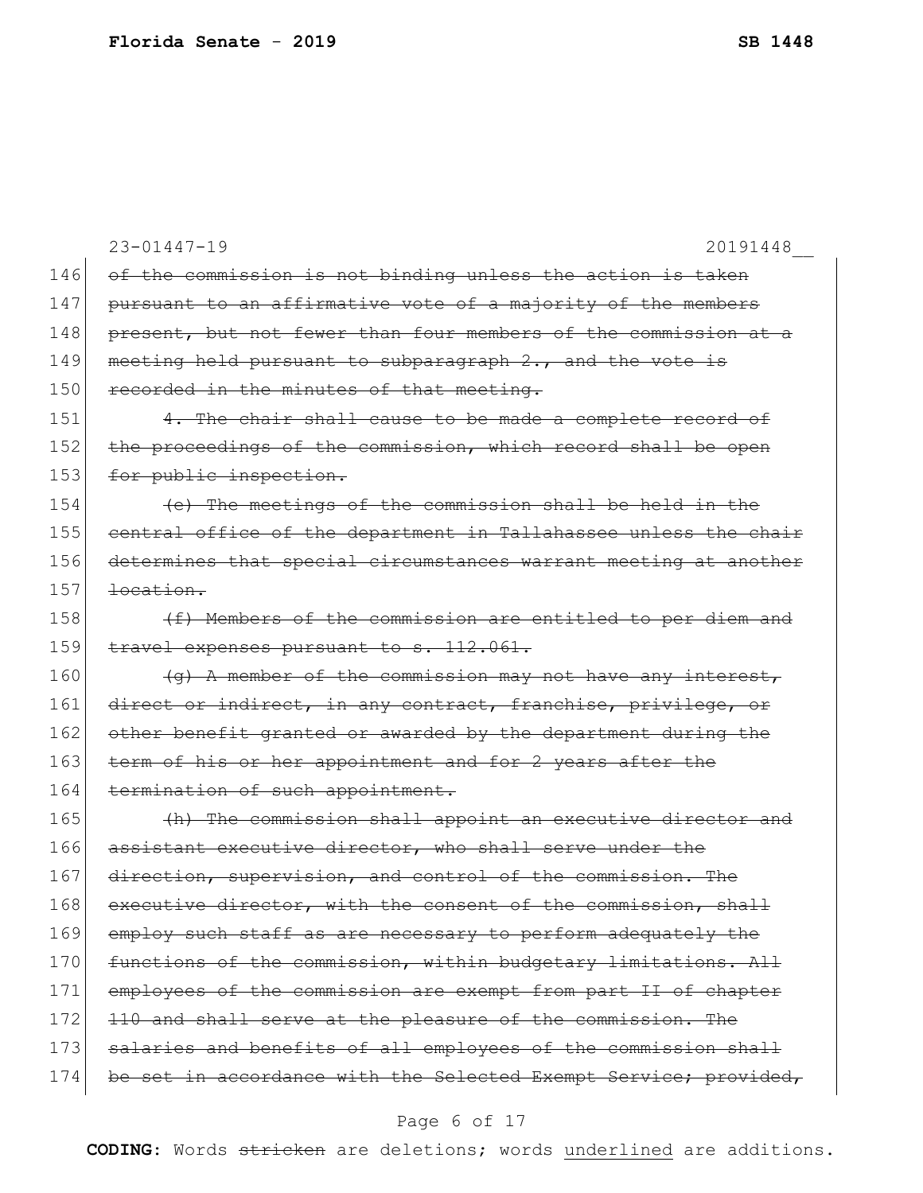23-01447-19 20191448__

146 ~~of the commission is not binding unless the action is taken~~
147 ~~pursuant to an affirmative vote of a majority of the members~~
148 ~~present, but not fewer than four members of the commission at a~~
149 ~~meeting held pursuant to subparagraph 2., and the vote is~~
150 ~~recorded in the minutes of that meeting.~~
151 ~~4. The chair shall cause to be made a complete record of~~
152 ~~the proceedings of the commission, which record shall be open~~
153 ~~for public inspection.~~
154 ~~(e) The meetings of the commission shall be held in the~~
155 ~~central office of the department in Tallahassee unless the chair~~
156 ~~determines that special circumstances warrant meeting at another~~
157 ~~location.~~
158 ~~(f) Members of the commission are entitled to per diem and~~
159 ~~travel expenses pursuant to s. 112.061.~~
160 ~~(g) A member of the commission may not have any interest,~~
161 ~~direct or indirect, in any contract, franchise, privilege, or~~
162 ~~other benefit granted or awarded by the department during the~~
163 ~~term of his or her appointment and for 2 years after the~~
164 ~~termination of such appointment.~~
165 ~~(h) The commission shall appoint an executive director and~~
166 ~~assistant executive director, who shall serve under the~~
167 ~~direction, supervision, and control of the commission. The~~
168 ~~executive director, with the consent of the commission, shall~~
169 ~~employ such staff as are necessary to perform adequately the~~
170 ~~functions of the commission, within budgetary limitations. All~~
171 ~~employees of the commission are exempt from part II of chapter~~
172 ~~110 and shall serve at the pleasure of the commission. The~~
173 ~~salaries and benefits of all employees of the commission shall~~
174 ~~be set in accordance with the Selected Exempt Service; provided,~~

**CODING:** Words ~~stricken~~ are deletions; words <u>underlined</u> are additions.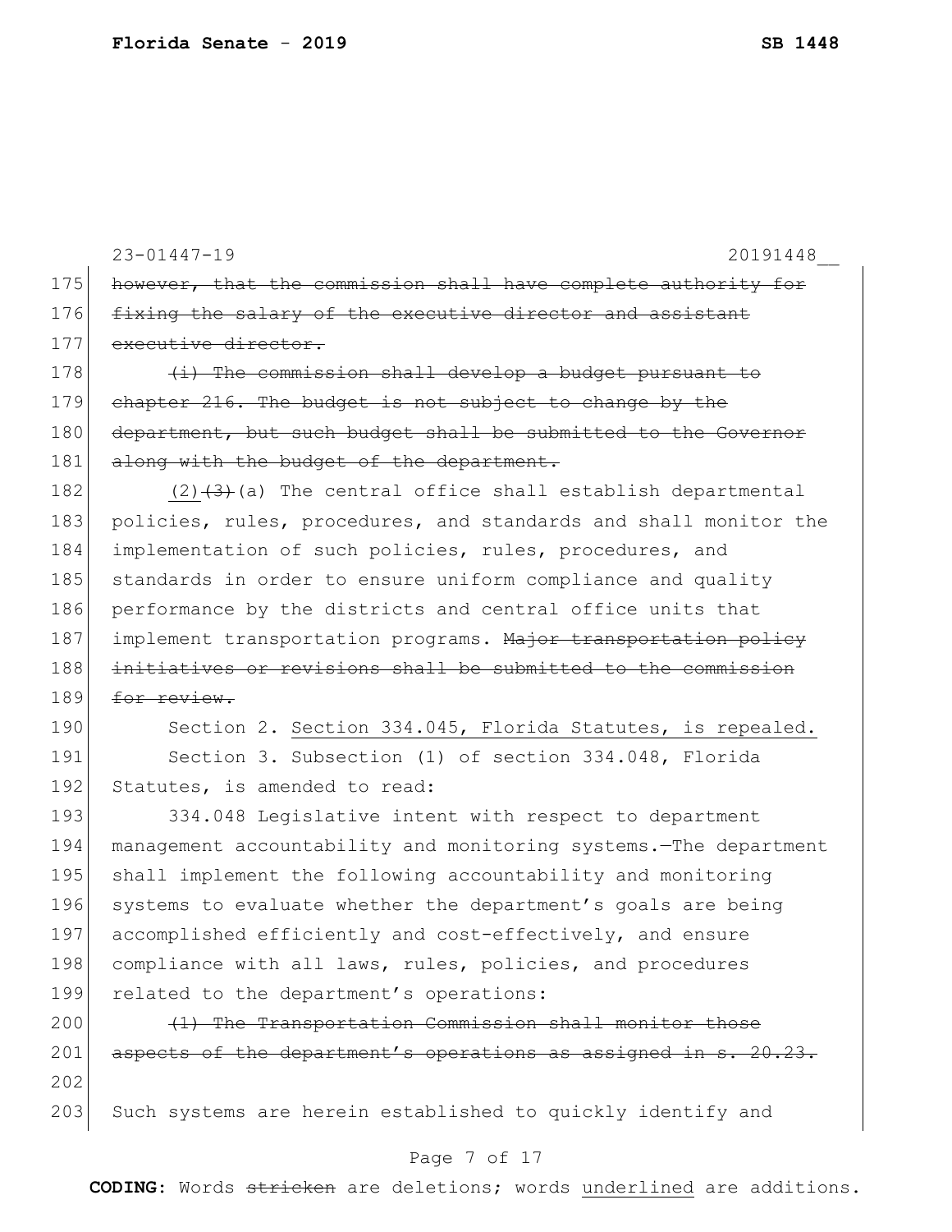23-01447-19 20191448__

175 ~~however, that the commission shall have complete authority for~~
176 ~~fixing the salary of the executive director and assistant~~
177 ~~executive director.~~

178 ~~(i) The commission shall develop a budget pursuant to~~
179 ~~chapter 216. The budget is not subject to change by the~~
180 ~~department, but such budget shall be submitted to the Governor~~
181 ~~along with the budget of the department.~~

182 <u>(2)</u>~~(3)~~(a) The central office shall establish departmental
183 policies, rules, procedures, and standards and shall monitor the
184 implementation of such policies, rules, procedures, and
185 standards in order to ensure uniform compliance and quality
186 performance by the districts and central office units that
187 implement transportation programs. ~~Major transportation policy~~
188 ~~initiatives or revisions shall be submitted to the commission~~
189 ~~for review.~~

190 Section 2. <u>Section 334.045, Florida Statutes, is repealed.</u>

191 Section 3. Subsection (1) of section 334.048, Florida
192 Statutes, is amended to read:

193 334.048 Legislative intent with respect to department
194 management accountability and monitoring systems.—The department
195 shall implement the following accountability and monitoring
196 systems to evaluate whether the department's goals are being
197 accomplished efficiently and cost-effectively, and ensure
198 compliance with all laws, rules, policies, and procedures
199 related to the department's operations:

200 ~~(1) The Transportation Commission shall monitor those~~
201 ~~aspects of the department's operations as assigned in s. 20.23.~~

202

203 Such systems are herein established to quickly identify and

**CODING:** Words ~~stricken~~ are deletions; words <u>underlined</u> are additions.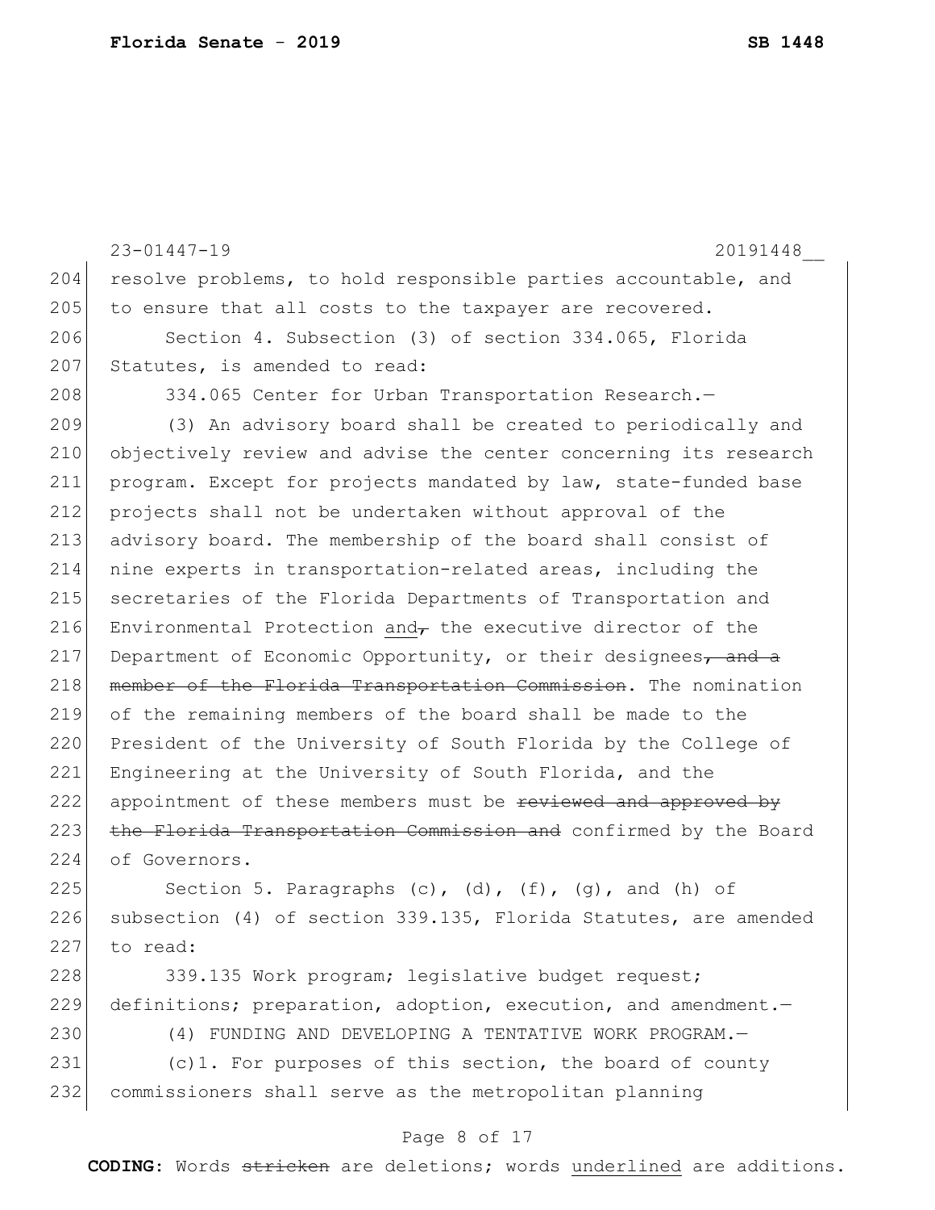resolve problems, to hold responsible parties accountable, and to ensure that all costs to the taxpayer are recovered.

Section 4. Subsection (3) of section 334.065, Florida Statutes, is amended to read:

334.065 Center for Urban Transportation Research.—

(3) An advisory board shall be created to periodically and objectively review and advise the center concerning its research program. Except for projects mandated by law, state-funded base projects shall not be undertaken without approval of the advisory board. The membership of the board shall consist of nine experts in transportation-related areas, including the secretaries of the Florida Departments of Transportation and Environmental Protection <u>and</u>~~,~~ the executive director of the Department of Economic Opportunity, or their designees~~, and a member of the Florida Transportation Commission~~. The nomination of the remaining members of the board shall be made to the President of the University of South Florida by the College of Engineering at the University of South Florida, and the appointment of these members must be ~~reviewed and approved by the Florida Transportation Commission and~~ confirmed by the Board of Governors.

Section 5. Paragraphs (c), (d), (f), (g), and (h) of subsection (4) of section 339.135, Florida Statutes, are amended to read:

339.135 Work program; legislative budget request; definitions; preparation, adoption, execution, and amendment.—

(4) FUNDING AND DEVELOPING A TENTATIVE WORK PROGRAM.—

(c)1. For purposes of this section, the board of county commissioners shall serve as the metropolitan planning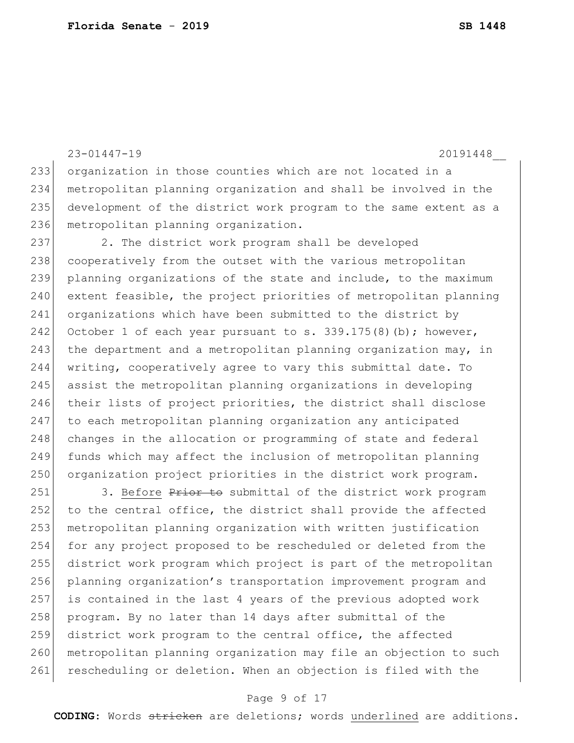organization in those counties which are not located in a metropolitan planning organization and shall be involved in the development of the district work program to the same extent as a metropolitan planning organization.

2. The district work program shall be developed cooperatively from the outset with the various metropolitan planning organizations of the state and include, to the maximum extent feasible, the project priorities of metropolitan planning organizations which have been submitted to the district by October 1 of each year pursuant to s. 339.175(8)(b); however, the department and a metropolitan planning organization may, in writing, cooperatively agree to vary this submittal date. To assist the metropolitan planning organizations in developing their lists of project priorities, the district shall disclose to each metropolitan planning organization any anticipated changes in the allocation or programming of state and federal funds which may affect the inclusion of metropolitan planning organization project priorities in the district work program.

3. <u>Before</u> ~~Prior to~~ submittal of the district work program to the central office, the district shall provide the affected metropolitan planning organization with written justification for any project proposed to be rescheduled or deleted from the district work program which project is part of the metropolitan planning organization's transportation improvement program and is contained in the last 4 years of the previous adopted work program. By no later than 14 days after submittal of the district work program to the central office, the affected metropolitan planning organization may file an objection to such rescheduling or deletion. When an objection is filed with the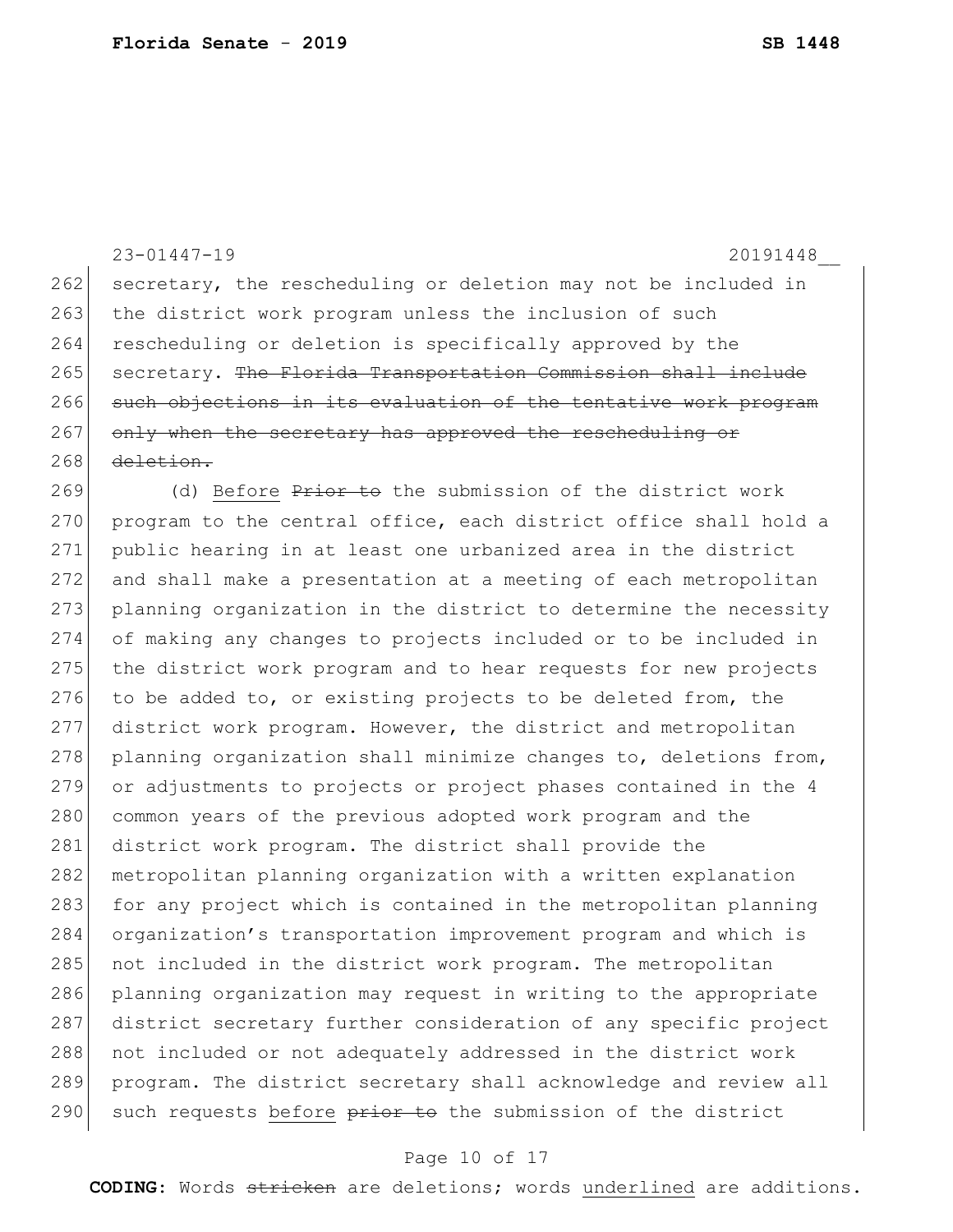secretary, the rescheduling or deletion may not be included in the district work program unless the inclusion of such rescheduling or deletion is specifically approved by the secretary. ~~The Florida Transportation Commission shall include such objections in its evaluation of the tentative work program only when the secretary has approved the rescheduling or deletion.~~

(d) <u>Before</u> ~~Prior to~~ the submission of the district work program to the central office, each district office shall hold a public hearing in at least one urbanized area in the district and shall make a presentation at a meeting of each metropolitan planning organization in the district to determine the necessity of making any changes to projects included or to be included in the district work program and to hear requests for new projects to be added to, or existing projects to be deleted from, the district work program. However, the district and metropolitan planning organization shall minimize changes to, deletions from, or adjustments to projects or project phases contained in the 4 common years of the previous adopted work program and the district work program. The district shall provide the metropolitan planning organization with a written explanation for any project which is contained in the metropolitan planning organization's transportation improvement program and which is not included in the district work program. The metropolitan planning organization may request in writing to the appropriate district secretary further consideration of any specific project not included or not adequately addressed in the district work program. The district secretary shall acknowledge and review all such requests <u>before</u> ~~prior to~~ the submission of the district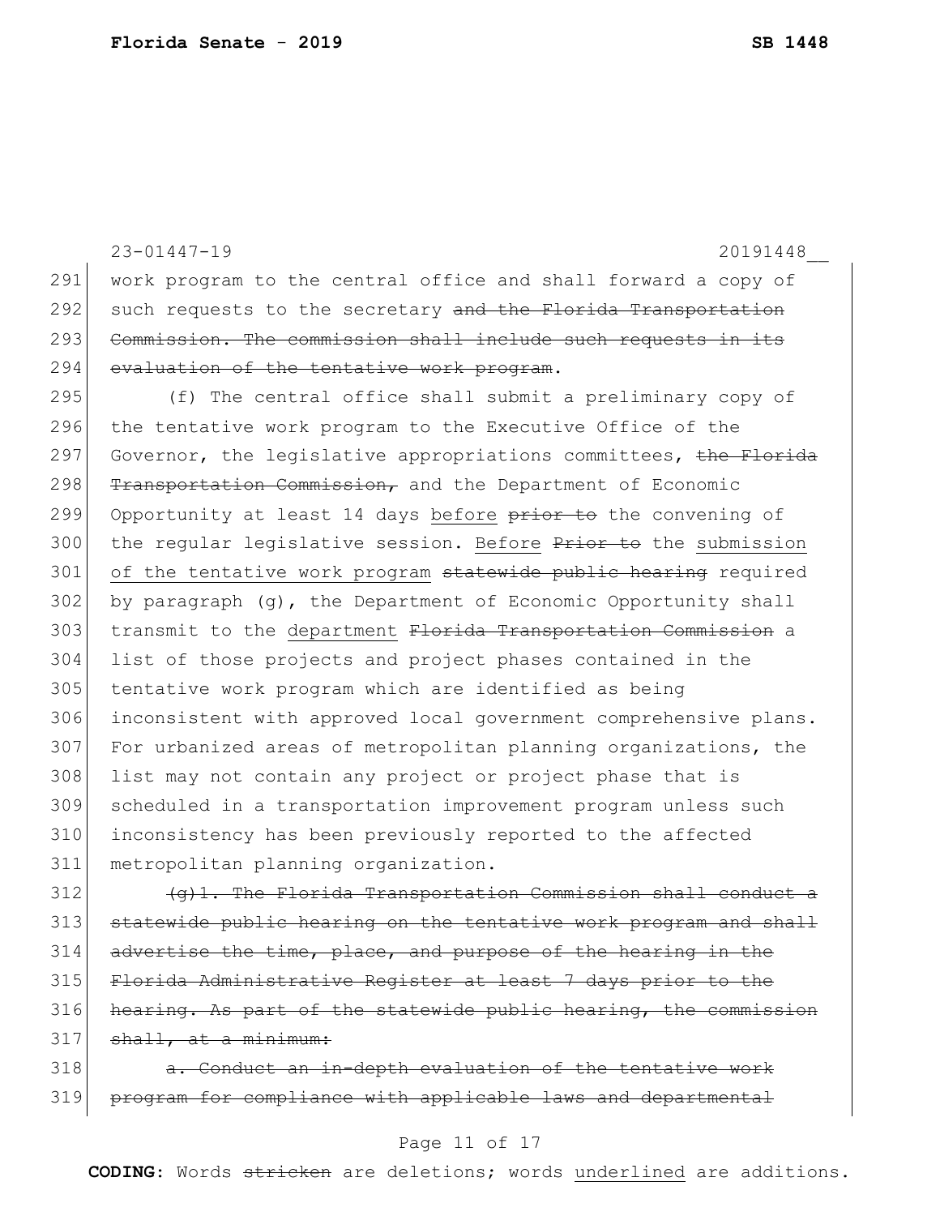work program to the central office and shall forward a copy of such requests to the secretary ~~and the Florida Transportation Commission. The commission shall include such requests in its evaluation of the tentative work program~~.

(f) The central office shall submit a preliminary copy of the tentative work program to the Executive Office of the Governor, the legislative appropriations committees, ~~the Florida Transportation Commission,~~ and the Department of Economic Opportunity at least 14 days <u>before</u> ~~prior to~~ the convening of the regular legislative session. <u>Before</u> ~~Prior to~~ the <u>submission of the tentative work program</u> ~~statewide public hearing~~ required by paragraph (g), the Department of Economic Opportunity shall transmit to the <u>department</u> ~~Florida Transportation Commission~~ a list of those projects and project phases contained in the tentative work program which are identified as being inconsistent with approved local government comprehensive plans. For urbanized areas of metropolitan planning organizations, the list may not contain any project or project phase that is scheduled in a transportation improvement program unless such inconsistency has been previously reported to the affected metropolitan planning organization.

~~(g)1. The Florida Transportation Commission shall conduct a statewide public hearing on the tentative work program and shall advertise the time, place, and purpose of the hearing in the Florida Administrative Register at least 7 days prior to the hearing. As part of the statewide public hearing, the commission shall, at a minimum:~~

~~a. Conduct an in-depth evaluation of the tentative work program for compliance with applicable laws and departmental~~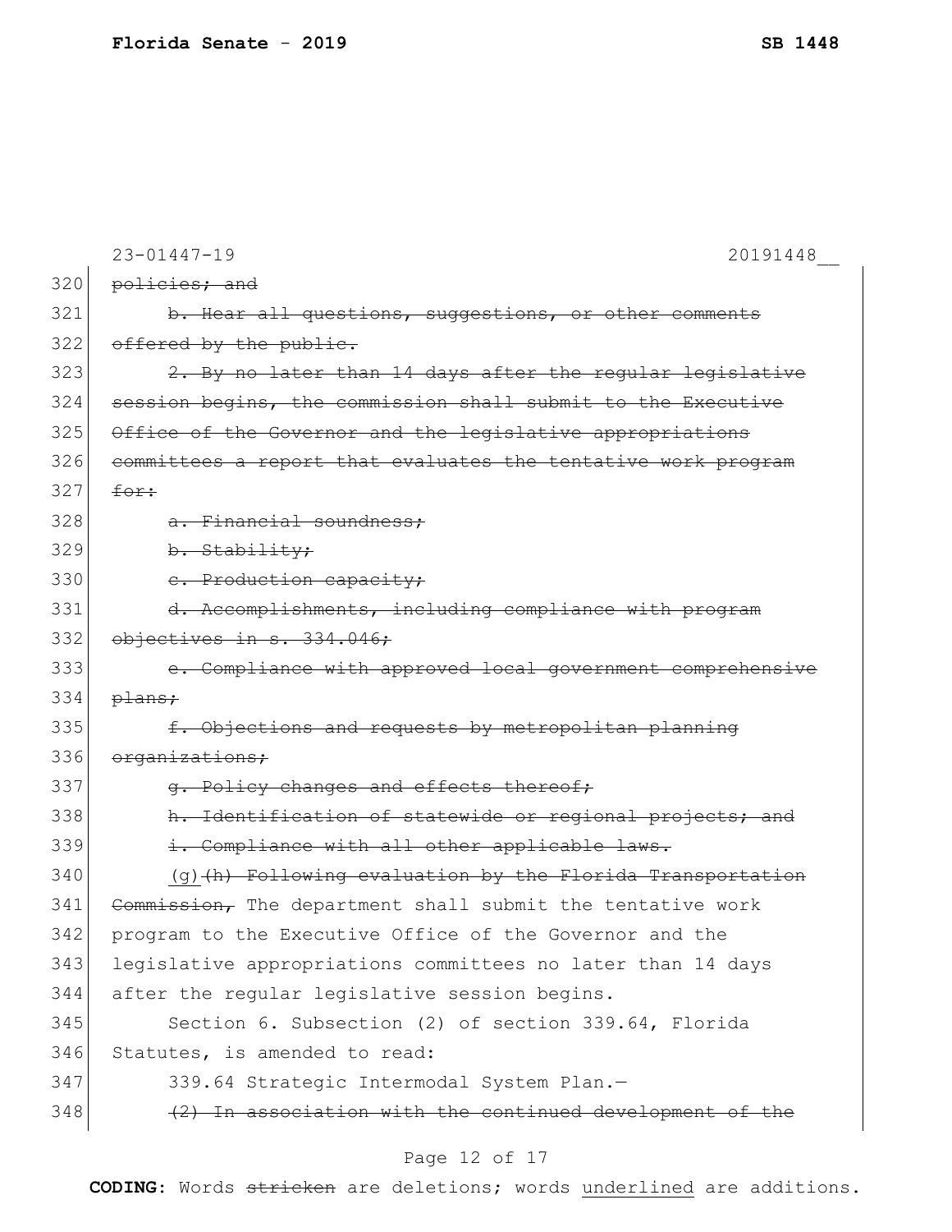23-01447-19 20191448__

320 ~~policies; and~~

321 ~~b. Hear all questions, suggestions, or other comments~~

322 ~~offered by the public.~~

323 ~~2. By no later than 14 days after the regular legislative~~

324 ~~session begins, the commission shall submit to the Executive~~

325 ~~Office of the Governor and the legislative appropriations~~

326 ~~committees a report that evaluates the tentative work program~~

327 ~~for:~~

328 ~~a. Financial soundness;~~

329 ~~b. Stability;~~

330 ~~c. Production capacity;~~

331 ~~d. Accomplishments, including compliance with program~~

332 ~~objectives in s. 334.046;~~

333 ~~e. Compliance with approved local government comprehensive~~

334 ~~plans;~~

335 ~~f. Objections and requests by metropolitan planning~~

336 ~~organizations;~~

337 ~~g. Policy changes and effects thereof;~~

338 ~~h. Identification of statewide or regional projects; and~~

339 ~~i. Compliance with all other applicable laws.~~

340 <u>(g)</u>~~(h) Following evaluation by the Florida Transportation~~

341 ~~Commission,~~ The department shall submit the tentative work

342 program to the Executive Office of the Governor and the

343 legislative appropriations committees no later than 14 days

344 after the regular legislative session begins.

345 Section 6. Subsection (2) of section 339.64, Florida

346 Statutes, is amended to read:

347 339.64 Strategic Intermodal System Plan.—

348 ~~(2) In association with the continued development of the~~

**CODING:** Words ~~stricken~~ are deletions; words <u>underlined</u> are additions.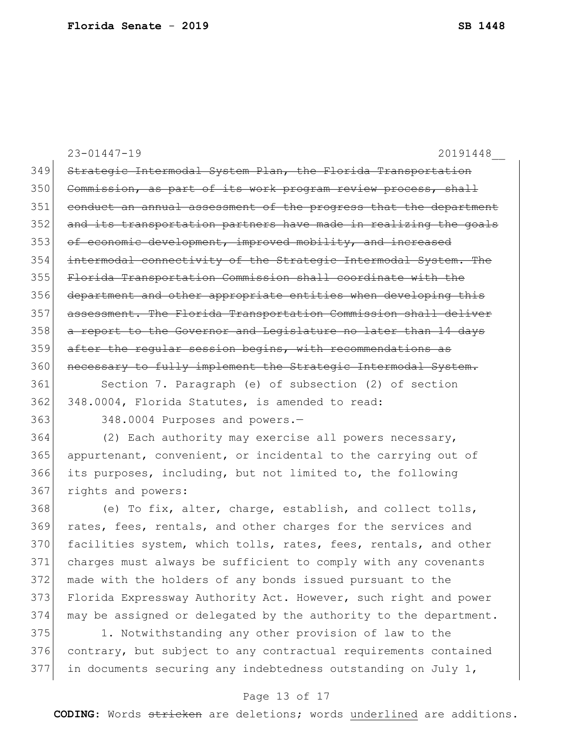23-01447-19 20191448__

~~Strategic Intermodal System Plan, the Florida Transportation Commission, as part of its work program review process, shall conduct an annual assessment of the progress that the department and its transportation partners have made in realizing the goals of economic development, improved mobility, and increased intermodal connectivity of the Strategic Intermodal System. The Florida Transportation Commission shall coordinate with the department and other appropriate entities when developing this assessment. The Florida Transportation Commission shall deliver a report to the Governor and Legislature no later than 14 days after the regular session begins, with recommendations as necessary to fully implement the Strategic Intermodal System.~~

Section 7. Paragraph (e) of subsection (2) of section 348.0004, Florida Statutes, is amended to read:

348.0004 Purposes and powers.—

(2) Each authority may exercise all powers necessary, appurtenant, convenient, or incidental to the carrying out of its purposes, including, but not limited to, the following rights and powers:

(e) To fix, alter, charge, establish, and collect tolls, rates, fees, rentals, and other charges for the services and facilities system, which tolls, rates, fees, rentals, and other charges must always be sufficient to comply with any covenants made with the holders of any bonds issued pursuant to the Florida Expressway Authority Act. However, such right and power may be assigned or delegated by the authority to the department.

1. Notwithstanding any other provision of law to the contrary, but subject to any contractual requirements contained in documents securing any indebtedness outstanding on July 1,

**CODING:** Words ~~stricken~~ are deletions; words <u>underlined</u> are additions.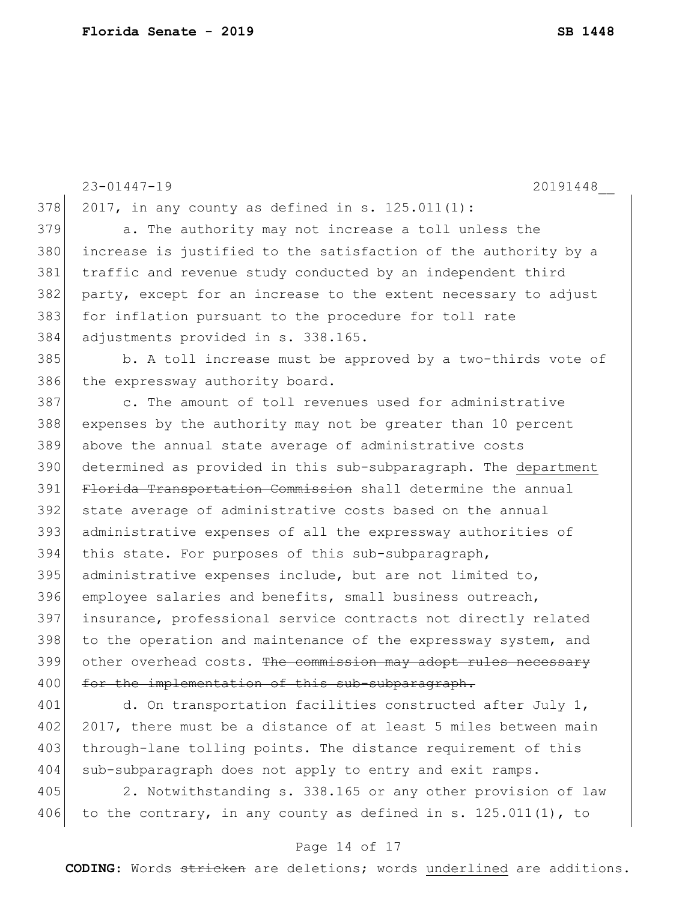2017, in any county as defined in s. 125.011(1):

a. The authority may not increase a toll unless the increase is justified to the satisfaction of the authority by a traffic and revenue study conducted by an independent third party, except for an increase to the extent necessary to adjust for inflation pursuant to the procedure for toll rate adjustments provided in s. 338.165.

b. A toll increase must be approved by a two-thirds vote of the expressway authority board.

c. The amount of toll revenues used for administrative expenses by the authority may not be greater than 10 percent above the annual state average of administrative costs determined as provided in this sub-subparagraph. The <u>department</u> ~~Florida Transportation Commission~~ shall determine the annual state average of administrative costs based on the annual administrative expenses of all the expressway authorities of this state. For purposes of this sub-subparagraph, administrative expenses include, but are not limited to, employee salaries and benefits, small business outreach, insurance, professional service contracts not directly related to the operation and maintenance of the expressway system, and other overhead costs. ~~The commission may adopt rules necessary for the implementation of this sub-subparagraph.~~

d. On transportation facilities constructed after July 1, 2017, there must be a distance of at least 5 miles between main through-lane tolling points. The distance requirement of this sub-subparagraph does not apply to entry and exit ramps.

2. Notwithstanding s. 338.165 or any other provision of law to the contrary, in any county as defined in s. 125.011(1), to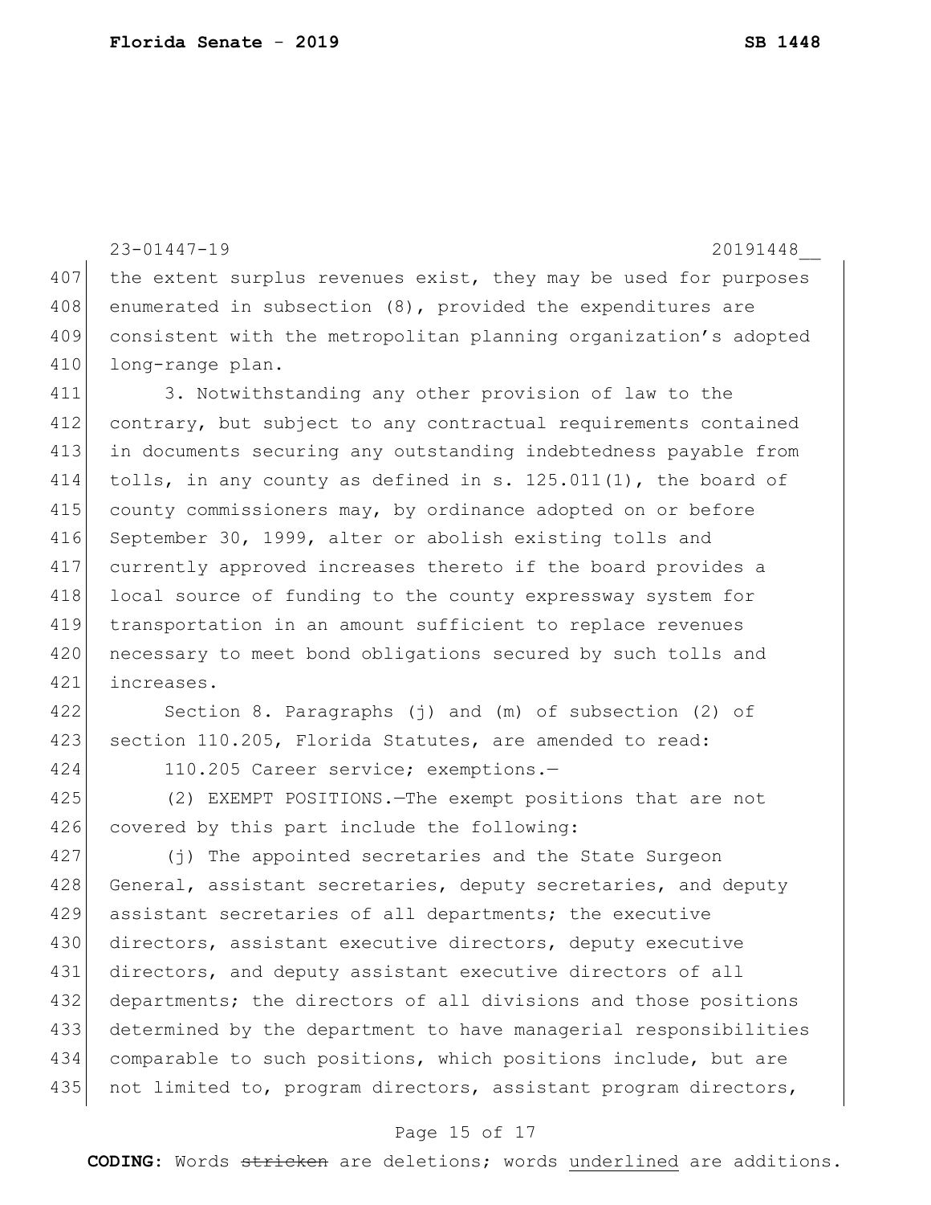the extent surplus revenues exist, they may be used for purposes enumerated in subsection (8), provided the expenditures are consistent with the metropolitan planning organization's adopted long-range plan.

3. Notwithstanding any other provision of law to the contrary, but subject to any contractual requirements contained in documents securing any outstanding indebtedness payable from tolls, in any county as defined in s. 125.011(1), the board of county commissioners may, by ordinance adopted on or before September 30, 1999, alter or abolish existing tolls and currently approved increases thereto if the board provides a local source of funding to the county expressway system for transportation in an amount sufficient to replace revenues necessary to meet bond obligations secured by such tolls and increases.

Section 8. Paragraphs (j) and (m) of subsection (2) of section 110.205, Florida Statutes, are amended to read:

110.205 Career service; exemptions.—

(2) EXEMPT POSITIONS.—The exempt positions that are not covered by this part include the following:

(j) The appointed secretaries and the State Surgeon General, assistant secretaries, deputy secretaries, and deputy assistant secretaries of all departments; the executive directors, assistant executive directors, deputy executive directors, and deputy assistant executive directors of all departments; the directors of all divisions and those positions determined by the department to have managerial responsibilities comparable to such positions, which positions include, but are not limited to, program directors, assistant program directors,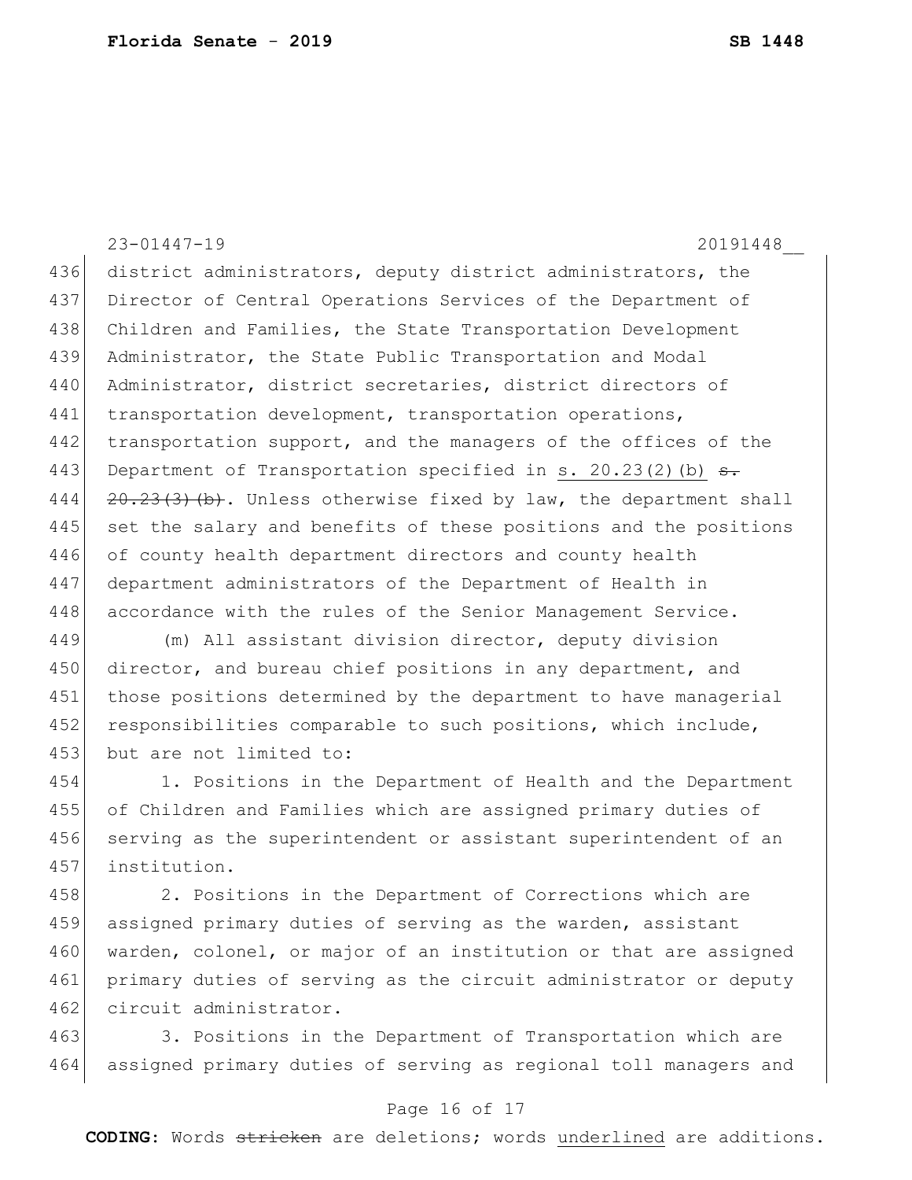district administrators, deputy district administrators, the Director of Central Operations Services of the Department of Children and Families, the State Transportation Development Administrator, the State Public Transportation and Modal Administrator, district secretaries, district directors of transportation development, transportation operations, transportation support, and the managers of the offices of the Department of Transportation specified in <u>s. 20.23(2)(b)</u> ~~s. 20.23(3)(b)~~. Unless otherwise fixed by law, the department shall set the salary and benefits of these positions and the positions of county health department directors and county health department administrators of the Department of Health in accordance with the rules of the Senior Management Service.

(m) All assistant division director, deputy division director, and bureau chief positions in any department, and those positions determined by the department to have managerial responsibilities comparable to such positions, which include, but are not limited to:

1. Positions in the Department of Health and the Department of Children and Families which are assigned primary duties of serving as the superintendent or assistant superintendent of an institution.

2. Positions in the Department of Corrections which are assigned primary duties of serving as the warden, assistant warden, colonel, or major of an institution or that are assigned primary duties of serving as the circuit administrator or deputy circuit administrator.

3. Positions in the Department of Transportation which are assigned primary duties of serving as regional toll managers and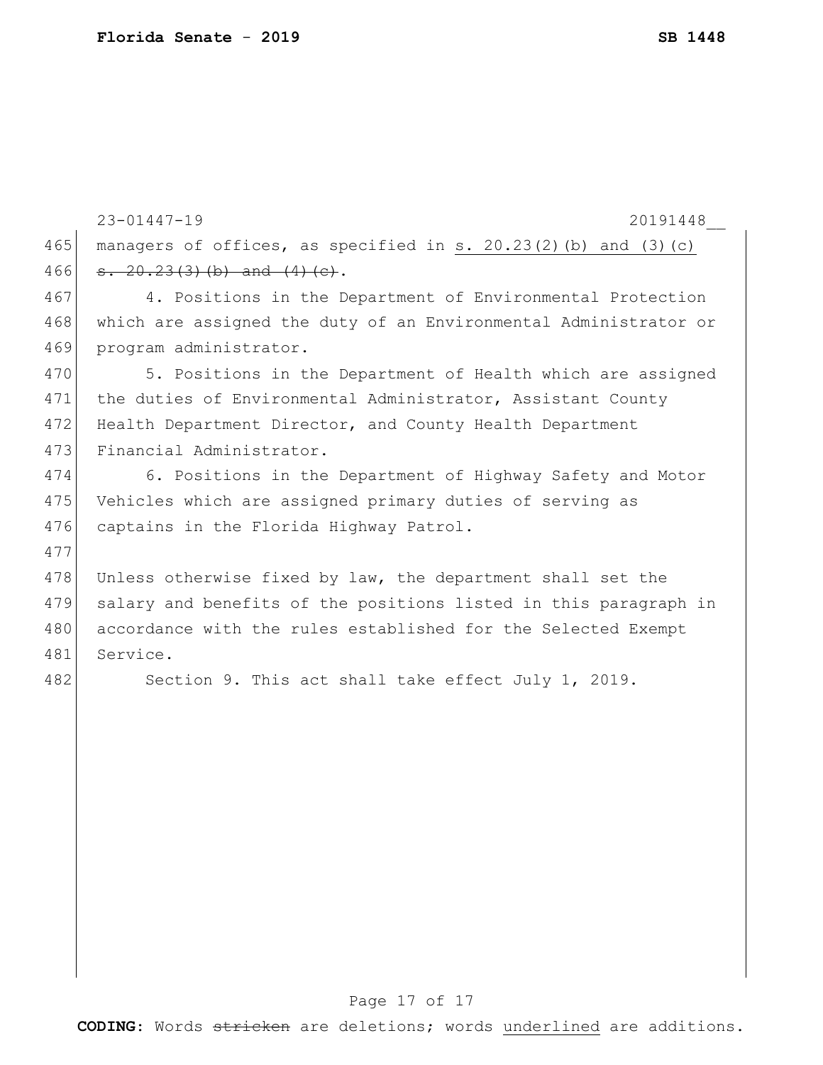managers of offices, as specified in s. 20.23(2)(b) and (3)(c) ~~s. 20.23(3)(b) and (4)(c)~~.

4. Positions in the Department of Environmental Protection which are assigned the duty of an Environmental Administrator or program administrator.

5. Positions in the Department of Health which are assigned the duties of Environmental Administrator, Assistant County Health Department Director, and County Health Department Financial Administrator.

6. Positions in the Department of Highway Safety and Motor Vehicles which are assigned primary duties of serving as captains in the Florida Highway Patrol.

Unless otherwise fixed by law, the department shall set the salary and benefits of the positions listed in this paragraph in accordance with the rules established for the Selected Exempt Service.

Section 9. This act shall take effect July 1, 2019.